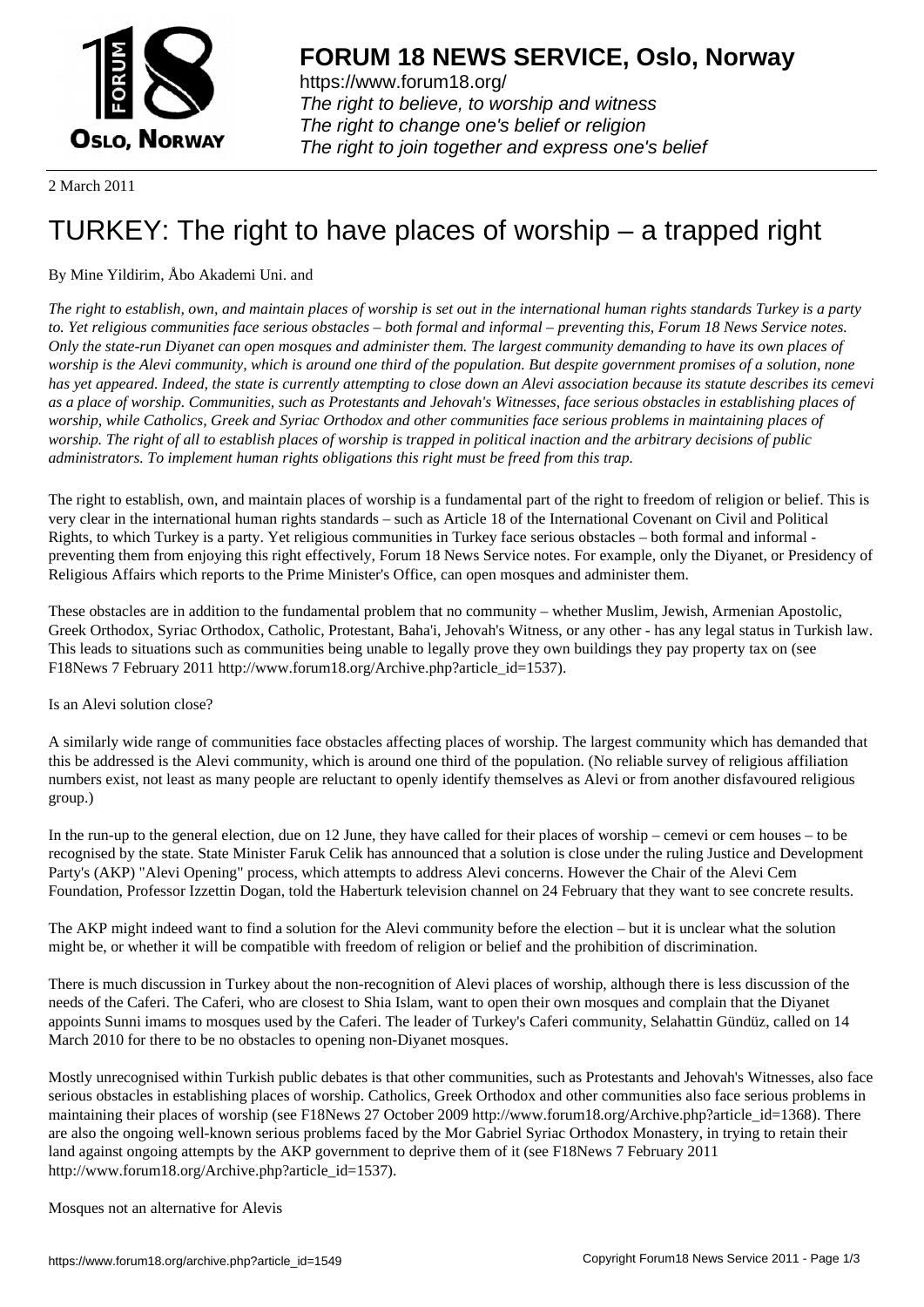# FORUM 18 NEWS SERVICE, Oslo, Norway

https://www.forum18.org/
*The right to believe, to worship and witness*
*The right to change one's belief or religion*
*The right to join together and express one's belief*

2 March 2011

# TURKEY: The right to have places of worship – a trapped right

By Mine Yildirim, Åbo Akademi Uni. and

*The right to establish, own, and maintain places of worship is set out in the international human rights standards Turkey is a party to. Yet religious communities face serious obstacles – both formal and informal – preventing this, Forum 18 News Service notes. Only the state-run Diyanet can open mosques and administer them. The largest community demanding to have its own places of worship is the Alevi community, which is around one third of the population. But despite government promises of a solution, none has yet appeared. Indeed, the state is currently attempting to close down an Alevi association because its statute describes its cemevi as a place of worship. Communities, such as Protestants and Jehovah's Witnesses, face serious obstacles in establishing places of worship, while Catholics, Greek and Syriac Orthodox and other communities face serious problems in maintaining places of worship. The right of all to establish places of worship is trapped in political inaction and the arbitrary decisions of public administrators. To implement human rights obligations this right must be freed from this trap.*

The right to establish, own, and maintain places of worship is a fundamental part of the right to freedom of religion or belief. This is very clear in the international human rights standards – such as Article 18 of the International Covenant on Civil and Political Rights, to which Turkey is a party. Yet religious communities in Turkey face serious obstacles – both formal and informal - preventing them from enjoying this right effectively, Forum 18 News Service notes. For example, only the Diyanet, or Presidency of Religious Affairs which reports to the Prime Minister's Office, can open mosques and administer them.

These obstacles are in addition to the fundamental problem that no community – whether Muslim, Jewish, Armenian Apostolic, Greek Orthodox, Syriac Orthodox, Catholic, Protestant, Baha'i, Jehovah's Witness, or any other - has any legal status in Turkish law. This leads to situations such as communities being unable to legally prove they own buildings they pay property tax on (see F18News 7 February 2011 http://www.forum18.org/Archive.php?article_id=1537).

Is an Alevi solution close?

A similarly wide range of communities face obstacles affecting places of worship. The largest community which has demanded that this be addressed is the Alevi community, which is around one third of the population. (No reliable survey of religious affiliation numbers exist, not least as many people are reluctant to openly identify themselves as Alevi or from another disfavoured religious group.)

In the run-up to the general election, due on 12 June, they have called for their places of worship – cemevi or cem houses – to be recognised by the state. State Minister Faruk Celik has announced that a solution is close under the ruling Justice and Development Party's (AKP) "Alevi Opening" process, which attempts to address Alevi concerns. However the Chair of the Alevi Cem Foundation, Professor Izzettin Dogan, told the Haberturk television channel on 24 February that they want to see concrete results.

The AKP might indeed want to find a solution for the Alevi community before the election – but it is unclear what the solution might be, or whether it will be compatible with freedom of religion or belief and the prohibition of discrimination.

There is much discussion in Turkey about the non-recognition of Alevi places of worship, although there is less discussion of the needs of the Caferi. The Caferi, who are closest to Shia Islam, want to open their own mosques and complain that the Diyanet appoints Sunni imams to mosques used by the Caferi. The leader of Turkey's Caferi community, Selahattin Gündüz, called on 14 March 2010 for there to be no obstacles to opening non-Diyanet mosques.

Mostly unrecognised within Turkish public debates is that other communities, such as Protestants and Jehovah's Witnesses, also face serious obstacles in establishing places of worship. Catholics, Greek Orthodox and other communities also face serious problems in maintaining their places of worship (see F18News 27 October 2009 http://www.forum18.org/Archive.php?article_id=1368). There are also the ongoing well-known serious problems faced by the Mor Gabriel Syriac Orthodox Monastery, in trying to retain their land against ongoing attempts by the AKP government to deprive them of it (see F18News 7 February 2011 http://www.forum18.org/Archive.php?article_id=1537).

Mosques not an alternative for Alevis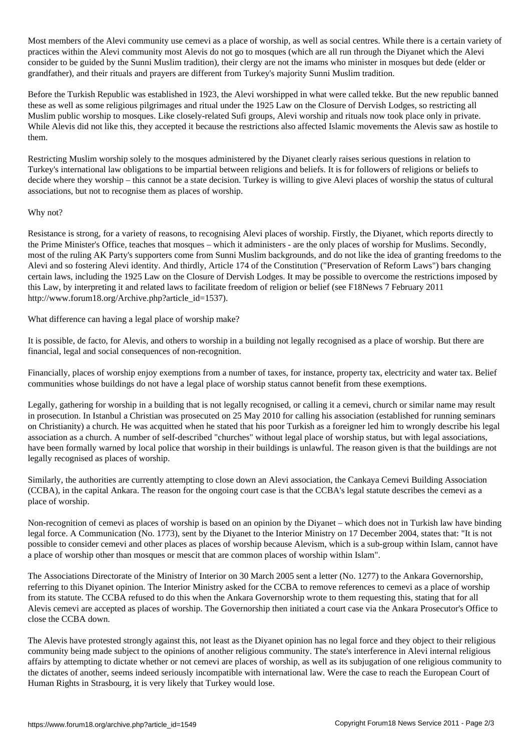Most members of the Alevi community use cemevi as a place of worship, as well as social centres. While there is a certain variety of practices within the Alevi community most Alevis do not go to mosques (which are all run through the Diyanet which the Alevi consider to be guided by the Sunni Muslim tradition), their clergy are not the imams who minister in mosques but dede (elder or grandfather), and their rituals and prayers are different from Turkey's majority Sunni Muslim tradition.

Before the Turkish Republic was established in 1923, the Alevi worshipped in what were called tekke. But the new republic banned these as well as some religious pilgrimages and ritual under the 1925 Law on the Closure of Dervish Lodges, so restricting all Muslim public worship to mosques. Like closely-related Sufi groups, Alevi worship and rituals now took place only in private. While Alevis did not like this, they accepted it because the restrictions also affected Islamic movements the Alevis saw as hostile to them.

Restricting Muslim worship solely to the mosques administered by the Diyanet clearly raises serious questions in relation to Turkey's international law obligations to be impartial between religions and beliefs. It is for followers of religions or beliefs to decide where they worship – this cannot be a state decision. Turkey is willing to give Alevi places of worship the status of cultural associations, but not to recognise them as places of worship.

Why not?

Resistance is strong, for a variety of reasons, to recognising Alevi places of worship. Firstly, the Diyanet, which reports directly to the Prime Minister's Office, teaches that mosques – which it administers - are the only places of worship for Muslims. Secondly, most of the ruling AK Party's supporters come from Sunni Muslim backgrounds, and do not like the idea of granting freedoms to the Alevi and so fostering Alevi identity. And thirdly, Article 174 of the Constitution ("Preservation of Reform Laws") bars changing certain laws, including the 1925 Law on the Closure of Dervish Lodges. It may be possible to overcome the restrictions imposed by this Law, by interpreting it and related laws to facilitate freedom of religion or belief (see F18News 7 February 2011 http://www.forum18.org/Archive.php?article_id=1537).

What difference can having a legal place of worship make?

It is possible, de facto, for Alevis, and others to worship in a building not legally recognised as a place of worship. But there are financial, legal and social consequences of non-recognition.

Financially, places of worship enjoy exemptions from a number of taxes, for instance, property tax, electricity and water tax. Belief communities whose buildings do not have a legal place of worship status cannot benefit from these exemptions.

Legally, gathering for worship in a building that is not legally recognised, or calling it a cemevi, church or similar name may result in prosecution. In Istanbul a Christian was prosecuted on 25 May 2010 for calling his association (established for running seminars on Christianity) a church. He was acquitted when he stated that his poor Turkish as a foreigner led him to wrongly describe his legal association as a church. A number of self-described "churches" without legal place of worship status, but with legal associations, have been formally warned by local police that worship in their buildings is unlawful. The reason given is that the buildings are not legally recognised as places of worship.

Similarly, the authorities are currently attempting to close down an Alevi association, the Cankaya Cemevi Building Association (CCBA), in the capital Ankara. The reason for the ongoing court case is that the CCBA's legal statute describes the cemevi as a place of worship.

Non-recognition of cemevi as places of worship is based on an opinion by the Diyanet – which does not in Turkish law have binding legal force. A Communication (No. 1773), sent by the Diyanet to the Interior Ministry on 17 December 2004, states that: "It is not possible to consider cemevi and other places as places of worship because Alevism, which is a sub-group within Islam, cannot have a place of worship other than mosques or mescit that are common places of worship within Islam".

The Associations Directorate of the Ministry of Interior on 30 March 2005 sent a letter (No. 1277) to the Ankara Governorship, referring to this Diyanet opinion. The Interior Ministry asked for the CCBA to remove references to cemevi as a place of worship from its statute. The CCBA refused to do this when the Ankara Governorship wrote to them requesting this, stating that for all Alevis cemevi are accepted as places of worship. The Governorship then initiated a court case via the Ankara Prosecutor's Office to close the CCBA down.

The Alevis have protested strongly against this, not least as the Diyanet opinion has no legal force and they object to their religious community being made subject to the opinions of another religious community. The state's interference in Alevi internal religious affairs by attempting to dictate whether or not cemevi are places of worship, as well as its subjugation of one religious community to the dictates of another, seems indeed seriously incompatible with international law. Were the case to reach the European Court of Human Rights in Strasbourg, it is very likely that Turkey would lose.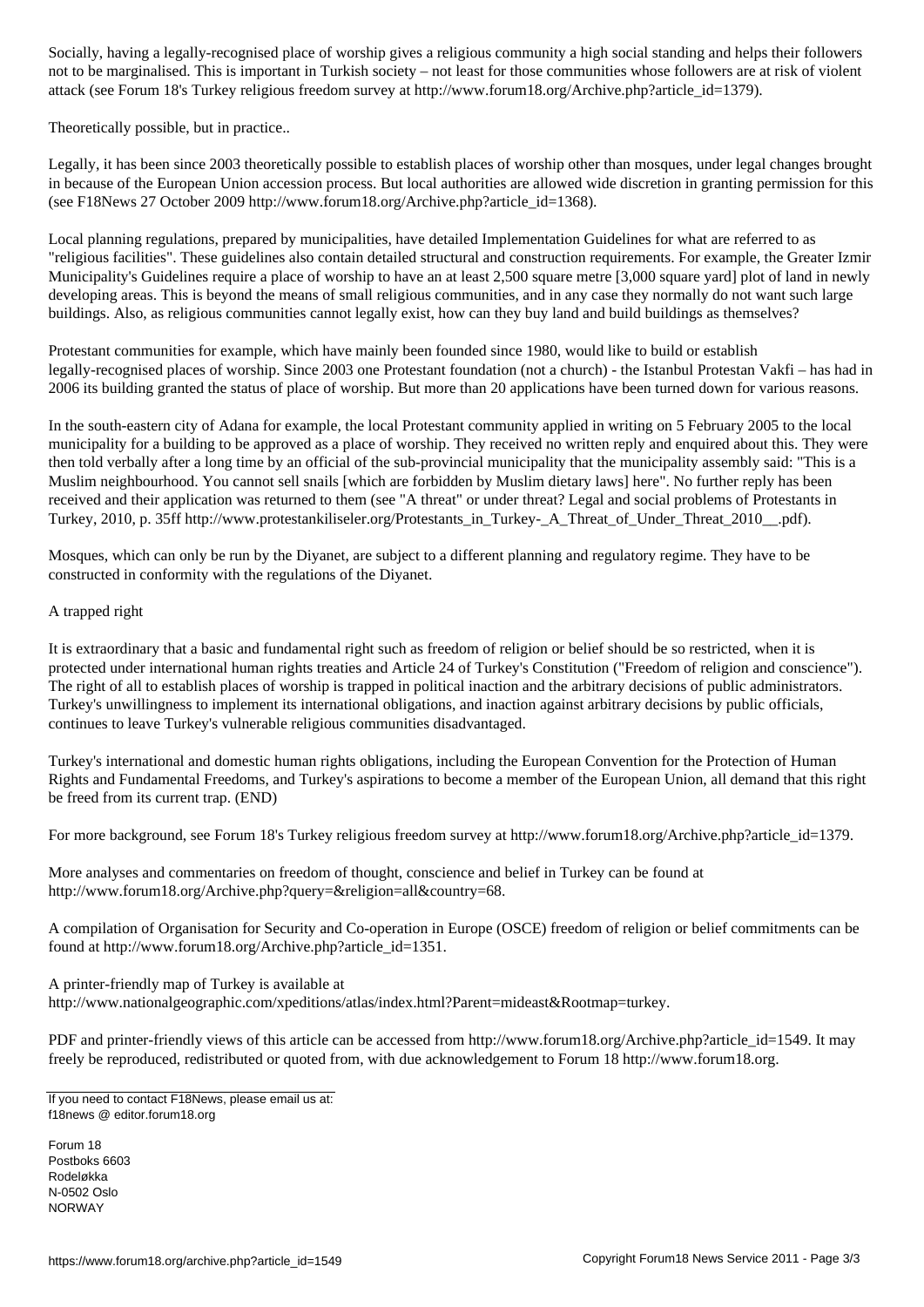Socially, having a legally-recognised place of worship gives a religious community a high social standing and helps their followers not to be marginalised. This is important in Turkish society – not least for those communities whose followers are at risk of violent attack (see Forum 18's Turkey religious freedom survey at http://www.forum18.org/Archive.php?article_id=1379).

## Theoretically possible, but in practice..

Legally, it has been since 2003 theoretically possible to establish places of worship other than mosques, under legal changes brought in because of the European Union accession process. But local authorities are allowed wide discretion in granting permission for this (see F18News 27 October 2009 http://www.forum18.org/Archive.php?article_id=1368).

Local planning regulations, prepared by municipalities, have detailed Implementation Guidelines for what are referred to as "religious facilities". These guidelines also contain detailed structural and construction requirements. For example, the Greater Izmir Municipality's Guidelines require a place of worship to have an at least 2,500 square metre [3,000 square yard] plot of land in newly developing areas. This is beyond the means of small religious communities, and in any case they normally do not want such large buildings. Also, as religious communities cannot legally exist, how can they buy land and build buildings as themselves?

Protestant communities for example, which have mainly been founded since 1980, would like to build or establish legally-recognised places of worship. Since 2003 one Protestant foundation (not a church) - the Istanbul Protestan Vakfi – has had in 2006 its building granted the status of place of worship. But more than 20 applications have been turned down for various reasons.

In the south-eastern city of Adana for example, the local Protestant community applied in writing on 5 February 2005 to the local municipality for a building to be approved as a place of worship. They received no written reply and enquired about this. They were then told verbally after a long time by an official of the sub-provincial municipality that the municipality assembly said: "This is a Muslim neighbourhood. You cannot sell snails [which are forbidden by Muslim dietary laws] here". No further reply has been received and their application was returned to them (see "A threat" or under threat? Legal and social problems of Protestants in Turkey, 2010, p. 35ff http://www.protestankiliseler.org/Protestants_in_Turkey-_A_Threat_of_Under_Threat_2010__.pdf).

Mosques, which can only be run by the Diyanet, are subject to a different planning and regulatory regime. They have to be constructed in conformity with the regulations of the Diyanet.

## A trapped right

It is extraordinary that a basic and fundamental right such as freedom of religion or belief should be so restricted, when it is protected under international human rights treaties and Article 24 of Turkey's Constitution ("Freedom of religion and conscience"). The right of all to establish places of worship is trapped in political inaction and the arbitrary decisions of public administrators. Turkey's unwillingness to implement its international obligations, and inaction against arbitrary decisions by public officials, continues to leave Turkey's vulnerable religious communities disadvantaged.

Turkey's international and domestic human rights obligations, including the European Convention for the Protection of Human Rights and Fundamental Freedoms, and Turkey's aspirations to become a member of the European Union, all demand that this right be freed from its current trap. (END)

For more background, see Forum 18's Turkey religious freedom survey at http://www.forum18.org/Archive.php?article_id=1379.

More analyses and commentaries on freedom of thought, conscience and belief in Turkey can be found at http://www.forum18.org/Archive.php?query=&religion=all&country=68.

A compilation of Organisation for Security and Co-operation in Europe (OSCE) freedom of religion or belief commitments can be found at http://www.forum18.org/Archive.php?article_id=1351.

A printer-friendly map of Turkey is available at http://www.nationalgeographic.com/xpeditions/atlas/index.html?Parent=mideast&Rootmap=turkey.

PDF and printer-friendly views of this article can be accessed from http://www.forum18.org/Archive.php?article_id=1549. It may freely be reproduced, redistributed or quoted from, with due acknowledgement to Forum 18 http://www.forum18.org.

---

If you need to contact F18News, please email us at:
f18news @ editor.forum18.org

Forum 18
Postboks 6603
Rodeløkka
N-0502 Oslo
NORWAY